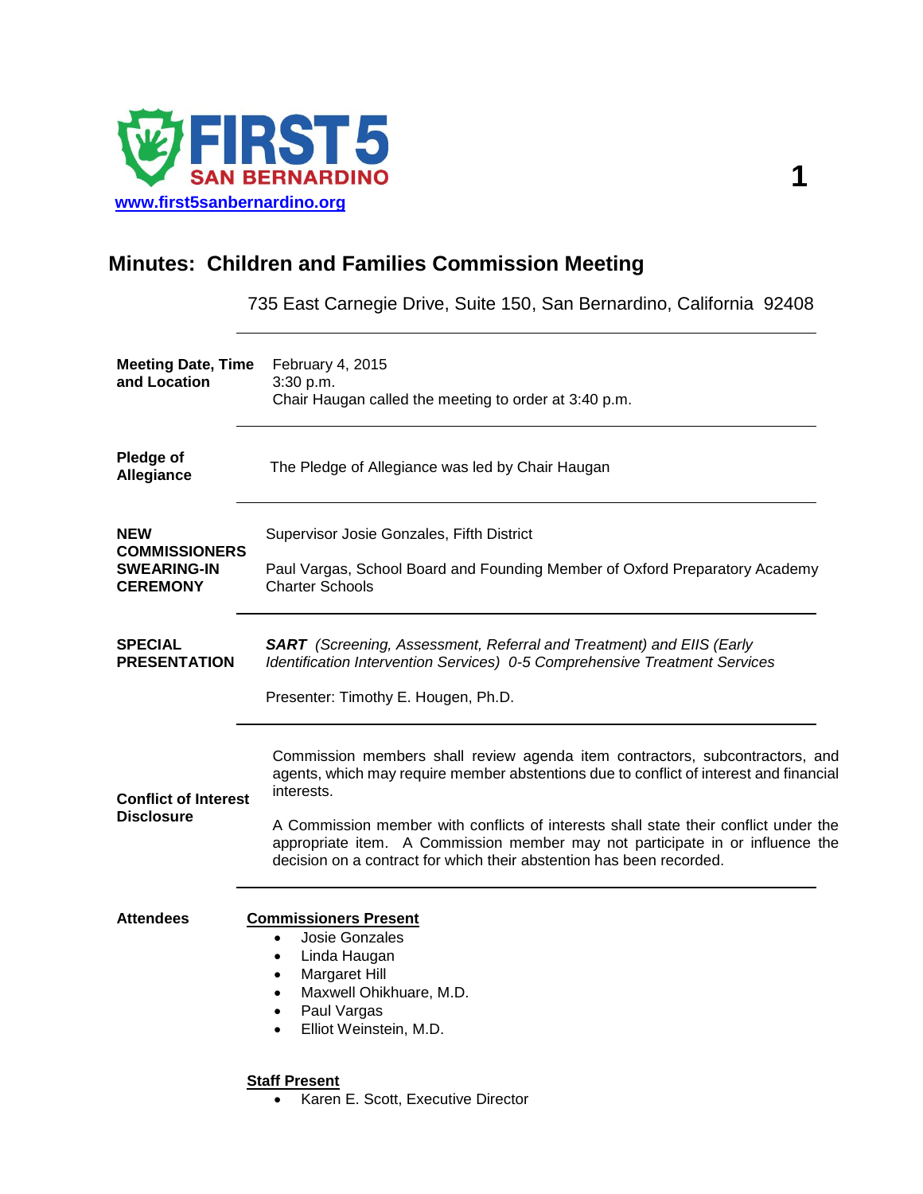FIRST 5 SAN BERNARDINO

www.first5sanbernardino.org

# Minutes: Children and Families Commission Meeting

735 East Carnegie Drive, Suite 150, San Bernardino, California 92408

**Meeting Date, Time and Location**

February 4, 2015
3:30 p.m.
Chair Haugan called the meeting to order at 3:40 p.m.

**Pledge of Allegiance**

The Pledge of Allegiance was led by Chair Haugan

**NEW COMMISSIONERS SWEARING-IN CEREMONY**

Supervisor Josie Gonzales, Fifth District

Paul Vargas, School Board and Founding Member of Oxford Preparatory Academy Charter Schools

**SPECIAL PRESENTATION**

***SART*** *(Screening, Assessment, Referral and Treatment) and EIIS (Early Identification Intervention Services) 0-5 Comprehensive Treatment Services*

Presenter: Timothy E. Hougen, Ph.D.

**Conflict of Interest Disclosure**

Commission members shall review agenda item contractors, subcontractors, and agents, which may require member abstentions due to conflict of interest and financial interests.

A Commission member with conflicts of interests shall state their conflict under the appropriate item. A Commission member may not participate in or influence the decision on a contract for which their abstention has been recorded.

**Attendees**

**Commissioners Present**

- Josie Gonzales
- Linda Haugan
- Margaret Hill
- Maxwell Ohikhuare, M.D.
- Paul Vargas
- Elliot Weinstein, M.D.

**Staff Present**

- Karen E. Scott, Executive Director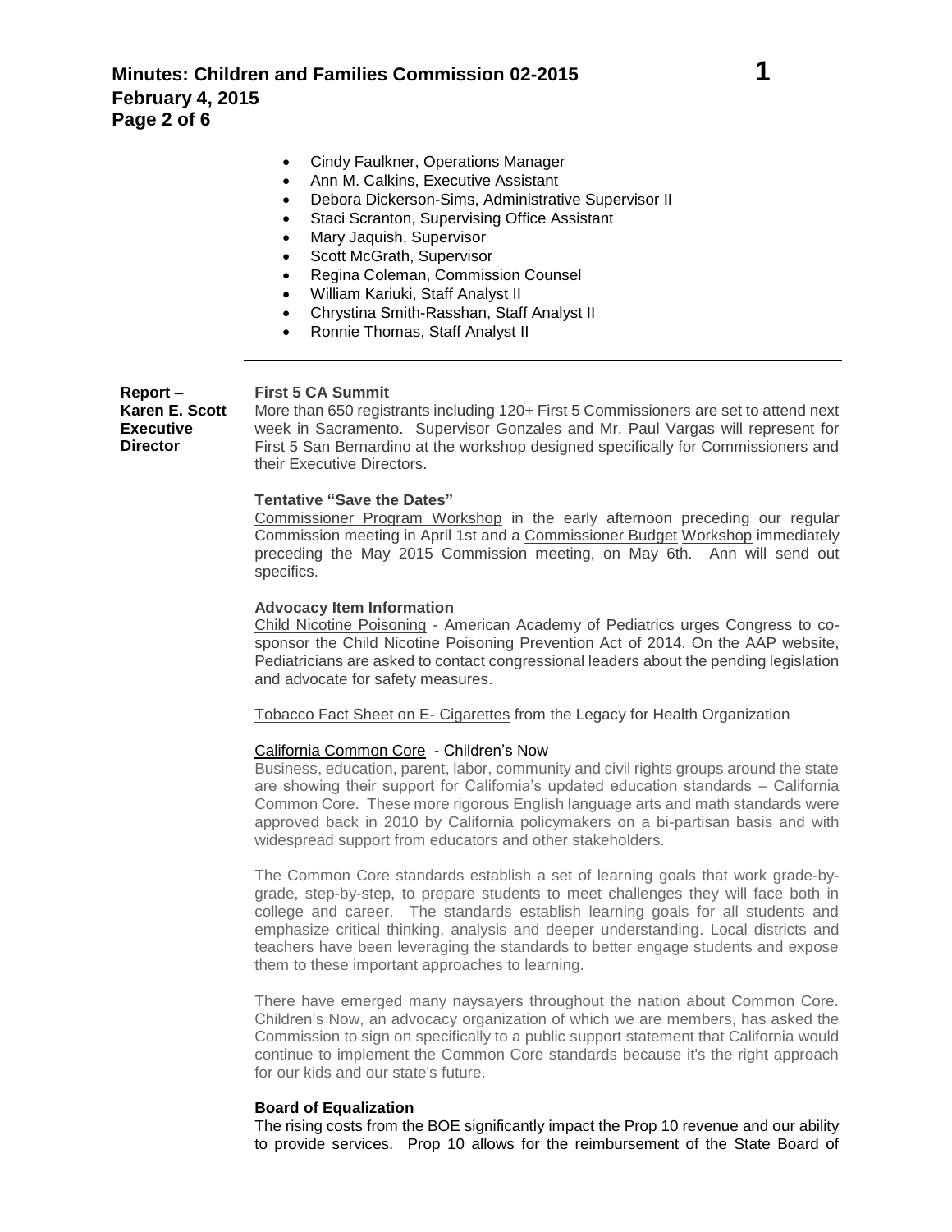- Cindy Faulkner, Operations Manager
- Ann M. Calkins, Executive Assistant
- Debora Dickerson-Sims, Administrative Supervisor II
- Staci Scranton, Supervising Office Assistant
- Mary Jaquish, Supervisor
- Scott McGrath, Supervisor
- Regina Coleman, Commission Counsel
- William Kariuki, Staff Analyst II
- Chrystina Smith-Rasshan, Staff Analyst II
- Ronnie Thomas, Staff Analyst II

---

**Report – Karen E. Scott Executive Director**

**First 5 CA Summit**

More than 650 registrants including 120+ First 5 Commissioners are set to attend next week in Sacramento. Supervisor Gonzales and Mr. Paul Vargas will represent for First 5 San Bernardino at the workshop designed specifically for Commissioners and their Executive Directors.

**Tentative "Save the Dates"**

Commissioner Program Workshop in the early afternoon preceding our regular Commission meeting in April 1st and a Commissioner Budget Workshop immediately preceding the May 2015 Commission meeting, on May 6th. Ann will send out specifics.

**Advocacy Item Information**

Child Nicotine Poisoning - American Academy of Pediatrics urges Congress to co-sponsor the Child Nicotine Poisoning Prevention Act of 2014. On the AAP website, Pediatricians are asked to contact congressional leaders about the pending legislation and advocate for safety measures.

Tobacco Fact Sheet on E- Cigarettes from the Legacy for Health Organization

California Common Core - Children's Now

Business, education, parent, labor, community and civil rights groups around the state are showing their support for California's updated education standards – California Common Core. These more rigorous English language arts and math standards were approved back in 2010 by California policymakers on a bi-partisan basis and with widespread support from educators and other stakeholders.

The Common Core standards establish a set of learning goals that work grade-by-grade, step-by-step, to prepare students to meet challenges they will face both in college and career. The standards establish learning goals for all students and emphasize critical thinking, analysis and deeper understanding. Local districts and teachers have been leveraging the standards to better engage students and expose them to these important approaches to learning.

There have emerged many naysayers throughout the nation about Common Core. Children's Now, an advocacy organization of which we are members, has asked the Commission to sign on specifically to a public support statement that California would continue to implement the Common Core standards because it's the right approach for our kids and our state's future.

**Board of Equalization**

The rising costs from the BOE significantly impact the Prop 10 revenue and our ability to provide services. Prop 10 allows for the reimbursement of the State Board of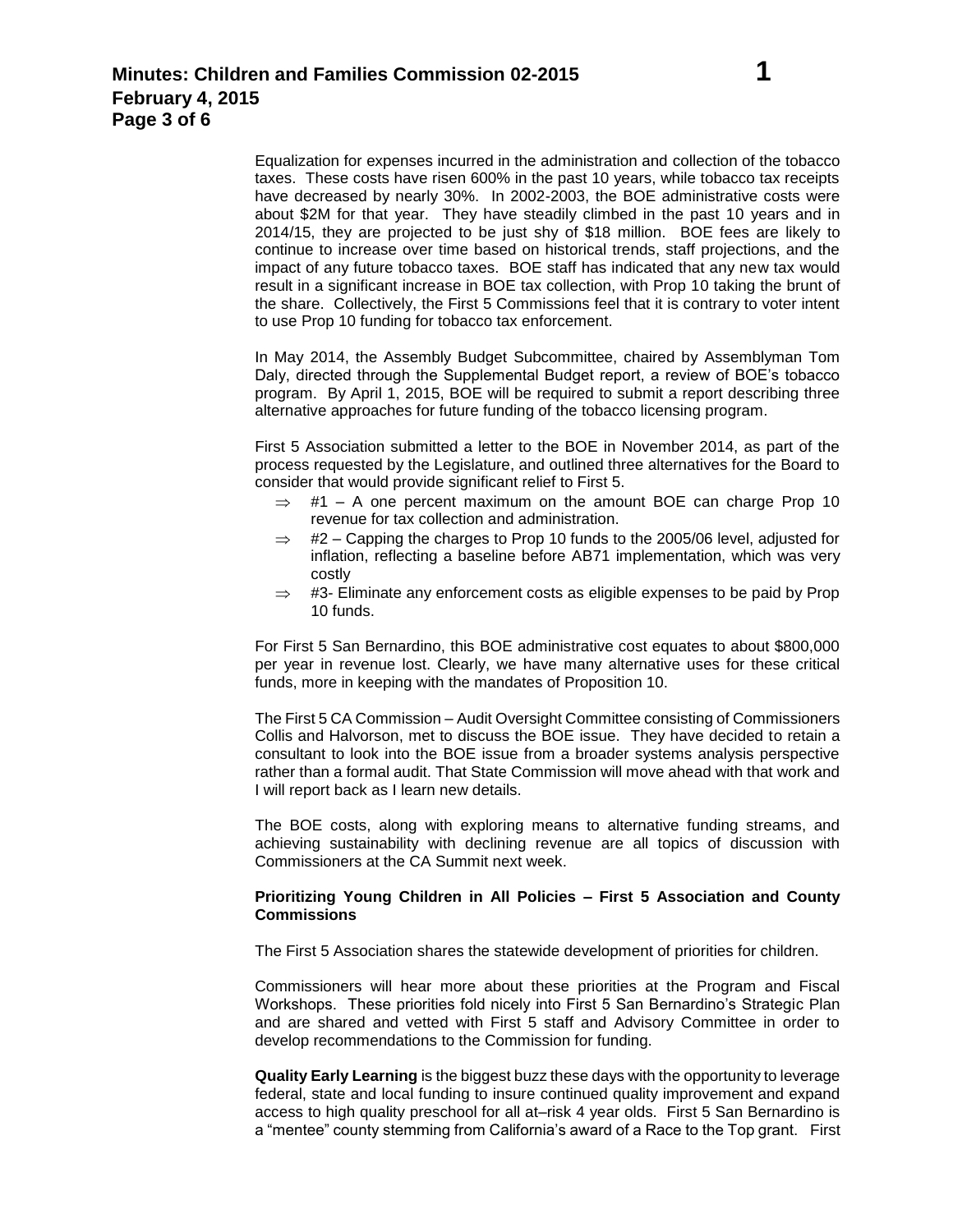Equalization for expenses incurred in the administration and collection of the tobacco taxes. These costs have risen 600% in the past 10 years, while tobacco tax receipts have decreased by nearly 30%. In 2002-2003, the BOE administrative costs were about $2M for that year. They have steadily climbed in the past 10 years and in 2014/15, they are projected to be just shy of $18 million. BOE fees are likely to continue to increase over time based on historical trends, staff projections, and the impact of any future tobacco taxes. BOE staff has indicated that any new tax would result in a significant increase in BOE tax collection, with Prop 10 taking the brunt of the share. Collectively, the First 5 Commissions feel that it is contrary to voter intent to use Prop 10 funding for tobacco tax enforcement.

In May 2014, the Assembly Budget Subcommittee, chaired by Assemblyman Tom Daly, directed through the Supplemental Budget report, a review of BOE's tobacco program. By April 1, 2015, BOE will be required to submit a report describing three alternative approaches for future funding of the tobacco licensing program.

First 5 Association submitted a letter to the BOE in November 2014, as part of the process requested by the Legislature, and outlined three alternatives for the Board to consider that would provide significant relief to First 5.

- ⇒ #1 – A one percent maximum on the amount BOE can charge Prop 10 revenue for tax collection and administration.
- ⇒ #2 – Capping the charges to Prop 10 funds to the 2005/06 level, adjusted for inflation, reflecting a baseline before AB71 implementation, which was very costly
- ⇒ #3- Eliminate any enforcement costs as eligible expenses to be paid by Prop 10 funds.

For First 5 San Bernardino, this BOE administrative cost equates to about $800,000 per year in revenue lost. Clearly, we have many alternative uses for these critical funds, more in keeping with the mandates of Proposition 10.

The First 5 CA Commission – Audit Oversight Committee consisting of Commissioners Collis and Halvorson, met to discuss the BOE issue. They have decided to retain a consultant to look into the BOE issue from a broader systems analysis perspective rather than a formal audit. That State Commission will move ahead with that work and I will report back as I learn new details.

The BOE costs, along with exploring means to alternative funding streams, and achieving sustainability with declining revenue are all topics of discussion with Commissioners at the CA Summit next week.

**Prioritizing Young Children in All Policies – First 5 Association and County Commissions**

The First 5 Association shares the statewide development of priorities for children.

Commissioners will hear more about these priorities at the Program and Fiscal Workshops. These priorities fold nicely into First 5 San Bernardino's Strategic Plan and are shared and vetted with First 5 staff and Advisory Committee in order to develop recommendations to the Commission for funding.

**Quality Early Learning** is the biggest buzz these days with the opportunity to leverage federal, state and local funding to insure continued quality improvement and expand access to high quality preschool for all at–risk 4 year olds. First 5 San Bernardino is a "mentee" county stemming from California's award of a Race to the Top grant. First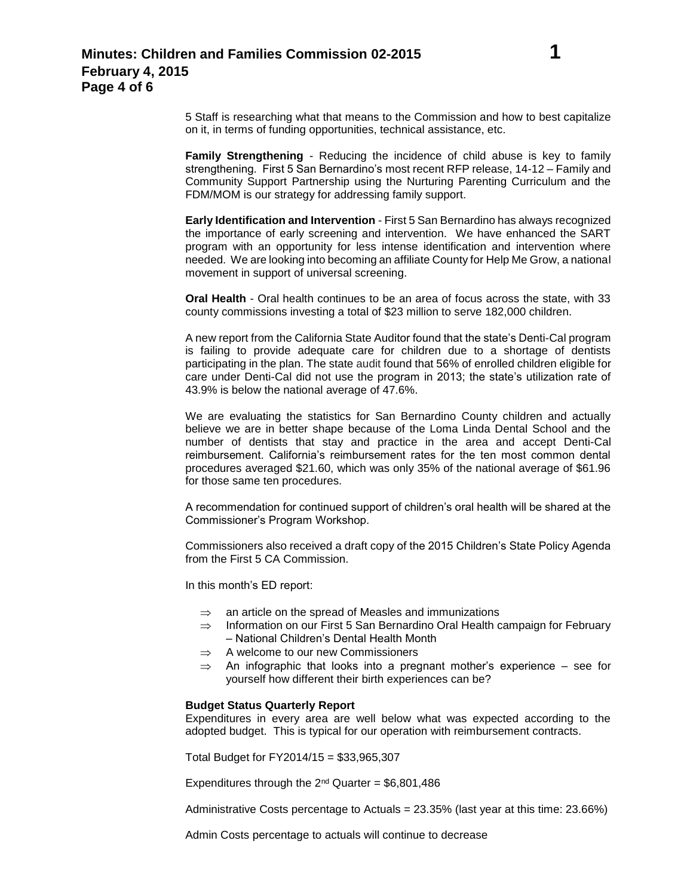5 Staff is researching what that means to the Commission and how to best capitalize on it, in terms of funding opportunities, technical assistance, etc.

**Family Strengthening** - Reducing the incidence of child abuse is key to family strengthening. First 5 San Bernardino's most recent RFP release, 14-12 – Family and Community Support Partnership using the Nurturing Parenting Curriculum and the FDM/MOM is our strategy for addressing family support.

**Early Identification and Intervention** - First 5 San Bernardino has always recognized the importance of early screening and intervention. We have enhanced the SART program with an opportunity for less intense identification and intervention where needed. We are looking into becoming an affiliate County for Help Me Grow, a national movement in support of universal screening.

**Oral Health** - Oral health continues to be an area of focus across the state, with 33 county commissions investing a total of $23 million to serve 182,000 children.

A new report from the California State Auditor found that the state's Denti-Cal program is failing to provide adequate care for children due to a shortage of dentists participating in the plan. The state audit found that 56% of enrolled children eligible for care under Denti-Cal did not use the program in 2013; the state's utilization rate of 43.9% is below the national average of 47.6%.

We are evaluating the statistics for San Bernardino County children and actually believe we are in better shape because of the Loma Linda Dental School and the number of dentists that stay and practice in the area and accept Denti-Cal reimbursement. California's reimbursement rates for the ten most common dental procedures averaged $21.60, which was only 35% of the national average of $61.96 for those same ten procedures.

A recommendation for continued support of children's oral health will be shared at the Commissioner's Program Workshop.

Commissioners also received a draft copy of the 2015 Children's State Policy Agenda from the First 5 CA Commission.

In this month's ED report:

- ⇒ an article on the spread of Measles and immunizations
- ⇒ Information on our First 5 San Bernardino Oral Health campaign for February – National Children's Dental Health Month
- ⇒ A welcome to our new Commissioners
- ⇒ An infographic that looks into a pregnant mother's experience – see for yourself how different their birth experiences can be?

**Budget Status Quarterly Report**
Expenditures in every area are well below what was expected according to the adopted budget. This is typical for our operation with reimbursement contracts.

Total Budget for FY2014/15 = $33,965,307

Expenditures through the 2nd Quarter = $6,801,486

Administrative Costs percentage to Actuals = 23.35% (last year at this time: 23.66%)

Admin Costs percentage to actuals will continue to decrease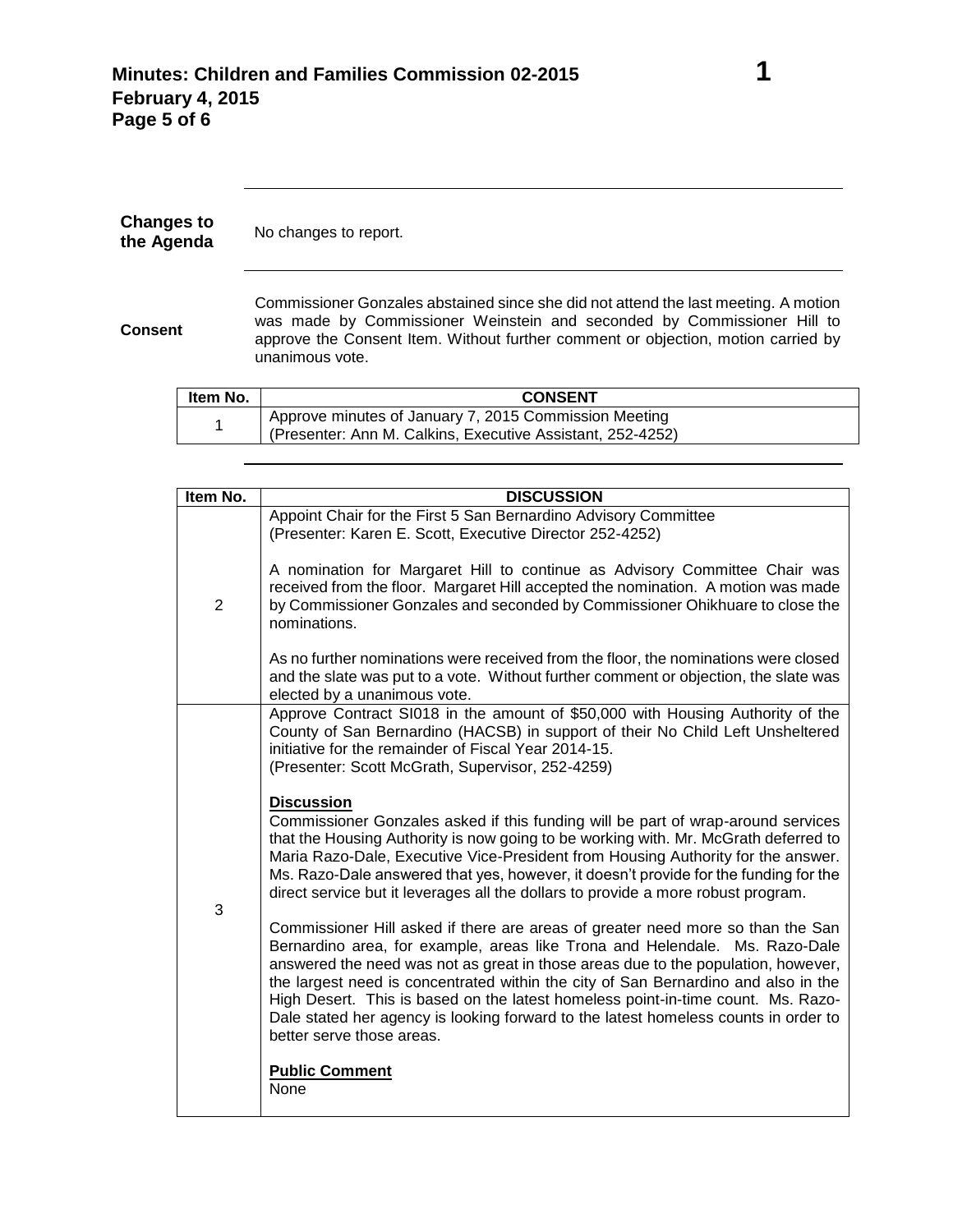**Changes to the Agenda**

No changes to report.

**Consent**

Commissioner Gonzales abstained since she did not attend the last meeting. A motion was made by Commissioner Weinstein and seconded by Commissioner Hill to approve the Consent Item. Without further comment or objection, motion carried by unanimous vote.

| Item No. | CONSENT |
|---|---|
| 1 | Approve minutes of January 7, 2015 Commission Meeting<br>(Presenter: Ann M. Calkins, Executive Assistant, 252-4252) |

| Item No. | DISCUSSION |
|---|---|
| 2 | Appoint Chair for the First 5 San Bernardino Advisory Committee<br>(Presenter: Karen E. Scott, Executive Director 252-4252)<br><br>A nomination for Margaret Hill to continue as Advisory Committee Chair was received from the floor. Margaret Hill accepted the nomination. A motion was made by Commissioner Gonzales and seconded by Commissioner Ohikhuare to close the nominations.<br><br>As no further nominations were received from the floor, the nominations were closed and the slate was put to a vote. Without further comment or objection, the slate was elected by a unanimous vote. |
| 3 | Approve Contract SI018 in the amount of $50,000 with Housing Authority of the County of San Bernardino (HACSB) in support of their No Child Left Unsheltered initiative for the remainder of Fiscal Year 2014-15.<br>(Presenter: Scott McGrath, Supervisor, 252-4259)<br><br>**Discussion**<br>Commissioner Gonzales asked if this funding will be part of wrap-around services that the Housing Authority is now going to be working with. Mr. McGrath deferred to Maria Razo-Dale, Executive Vice-President from Housing Authority for the answer. Ms. Razo-Dale answered that yes, however, it doesn't provide for the funding for the direct service but it leverages all the dollars to provide a more robust program.<br><br>Commissioner Hill asked if there are areas of greater need more so than the San Bernardino area, for example, areas like Trona and Helendale. Ms. Razo-Dale answered the need was not as great in those areas due to the population, however, the largest need is concentrated within the city of San Bernardino and also in the High Desert. This is based on the latest homeless point-in-time count. Ms. Razo-Dale stated her agency is looking forward to the latest homeless counts in order to better serve those areas.<br><br>**Public Comment**<br>None |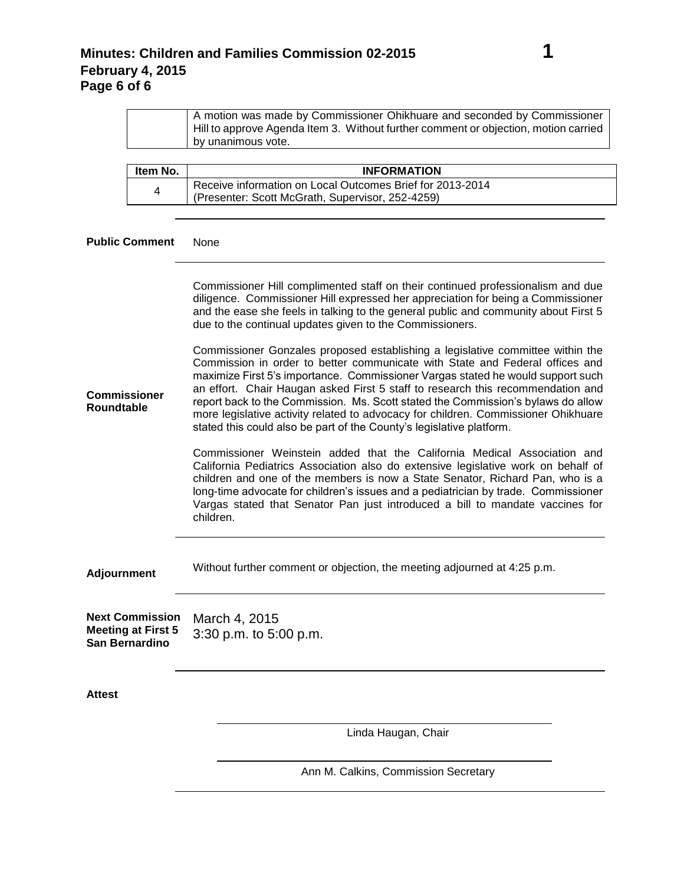| | |
|---|---|
| | A motion was made by Commissioner Ohikhuare and seconded by Commissioner Hill to approve Agenda Item 3. Without further comment or objection, motion carried by unanimous vote. |

| Item No. | INFORMATION |
|---|---|
| 4 | Receive information on Local Outcomes Brief for 2013-2014 (Presenter: Scott McGrath, Supervisor, 252-4259) |

**Public Comment**

None

**Commissioner Roundtable**

Commissioner Hill complimented staff on their continued professionalism and due diligence. Commissioner Hill expressed her appreciation for being a Commissioner and the ease she feels in talking to the general public and community about First 5 due to the continual updates given to the Commissioners.

Commissioner Gonzales proposed establishing a legislative committee within the Commission in order to better communicate with State and Federal offices and maximize First 5's importance. Commissioner Vargas stated he would support such an effort. Chair Haugan asked First 5 staff to research this recommendation and report back to the Commission. Ms. Scott stated the Commission's bylaws do allow more legislative activity related to advocacy for children. Commissioner Ohikhuare stated this could also be part of the County's legislative platform.

Commissioner Weinstein added that the California Medical Association and California Pediatrics Association also do extensive legislative work on behalf of children and one of the members is now a State Senator, Richard Pan, who is a long-time advocate for children's issues and a pediatrician by trade. Commissioner Vargas stated that Senator Pan just introduced a bill to mandate vaccines for children.

**Adjournment**

Without further comment or objection, the meeting adjourned at 4:25 p.m.

**Next Commission Meeting at First 5 San Bernardino**

March 4, 2015
3:30 p.m. to 5:00 p.m.

**Attest**

Linda Haugan, Chair

Ann M. Calkins, Commission Secretary